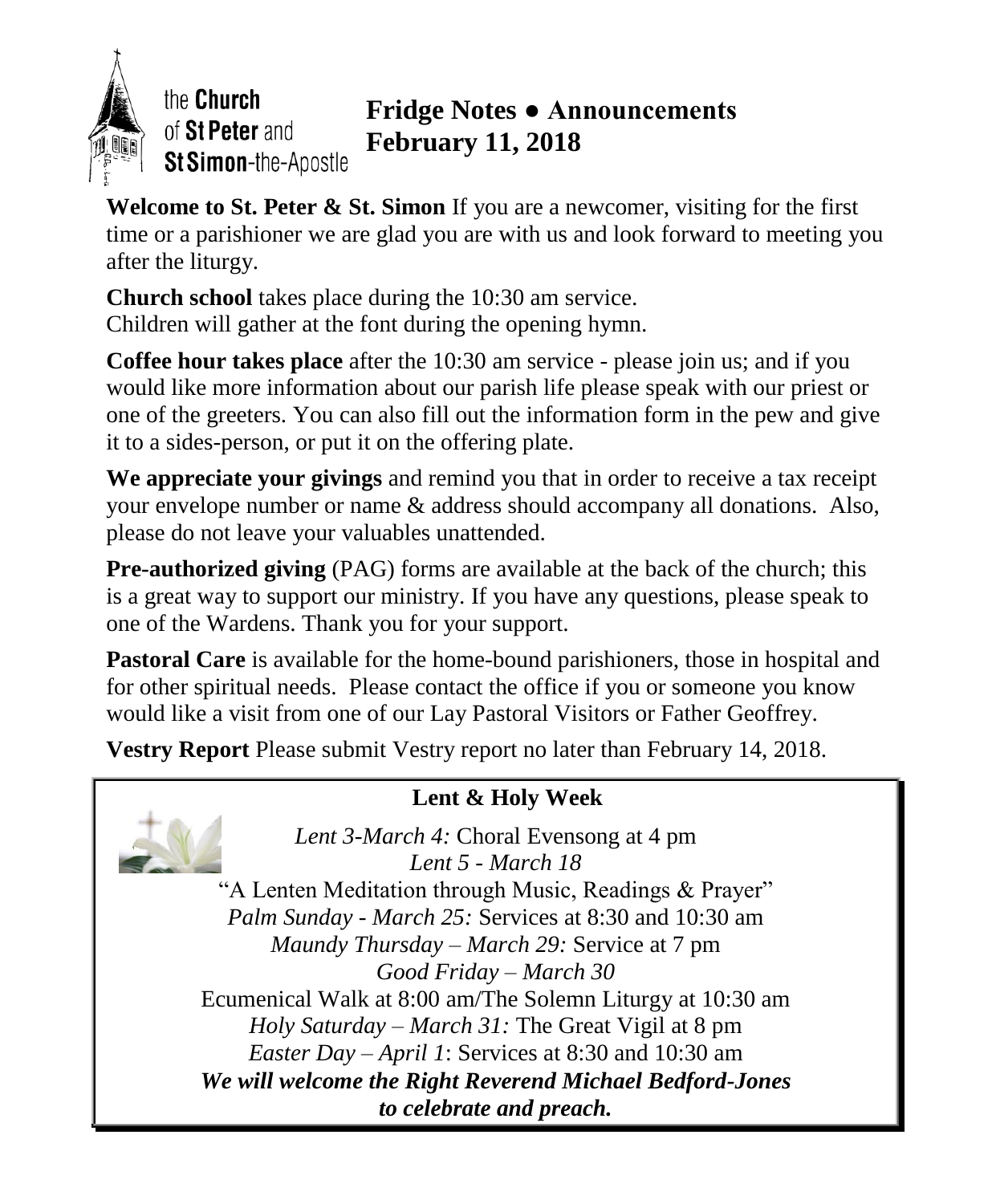the **Church** of **St Peter** and **St Simon**-the-Apostle

# Fridge Notes ● Announcements
# February 11, 2018

**Welcome to St. Peter & St. Simon** If you are a newcomer, visiting for the first time or a parishioner we are glad you are with us and look forward to meeting you after the liturgy.

**Church school** takes place during the 10:30 am service.
Children will gather at the font during the opening hymn.

**Coffee hour takes place** after the 10:30 am service - please join us; and if you would like more information about our parish life please speak with our priest or one of the greeters. You can also fill out the information form in the pew and give it to a sides-person, or put it on the offering plate.

**We appreciate your givings** and remind you that in order to receive a tax receipt your envelope number or name & address should accompany all donations. Also, please do not leave your valuables unattended.

**Pre-authorized giving** (PAG) forms are available at the back of the church; this is a great way to support our ministry. If you have any questions, please speak to one of the Wardens. Thank you for your support.

**Pastoral Care** is available for the home-bound parishioners, those in hospital and for other spiritual needs. Please contact the office if you or someone you know would like a visit from one of our Lay Pastoral Visitors or Father Geoffrey.

**Vestry Report** Please submit Vestry report no later than February 14, 2018.

## Lent & Holy Week

*Lent 3-March 4:* Choral Evensong at 4 pm
*Lent 5 - March 18*
"A Lenten Meditation through Music, Readings & Prayer"
*Palm Sunday - March 25:* Services at 8:30 and 10:30 am
*Maundy Thursday – March 29:* Service at 7 pm
*Good Friday – March 30*
Ecumenical Walk at 8:00 am/The Solemn Liturgy at 10:30 am
*Holy Saturday – March 31:* The Great Vigil at 8 pm
*Easter Day – April 1*: Services at 8:30 and 10:30 am
***We will welcome the Right Reverend Michael Bedford-Jones to celebrate and preach.***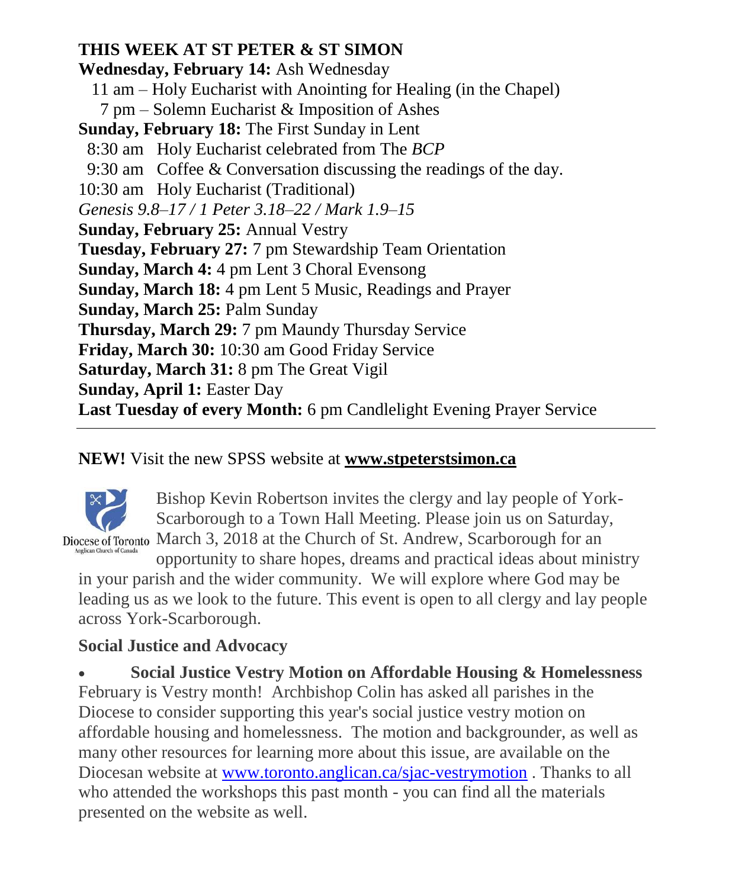**THIS WEEK AT ST PETER & ST SIMON**

**Wednesday, February 14:** Ash Wednesday
11 am – Holy Eucharist with Anointing for Healing (in the Chapel)
7 pm – Solemn Eucharist & Imposition of Ashes

**Sunday, February 18:** The First Sunday in Lent
8:30 am Holy Eucharist celebrated from The *BCP*
9:30 am Coffee & Conversation discussing the readings of the day.
10:30 am Holy Eucharist (Traditional)
*Genesis 9.8–17 / 1 Peter 3.18–22 / Mark 1.9–15*

**Sunday, February 25:** Annual Vestry

**Tuesday, February 27:** 7 pm Stewardship Team Orientation

**Sunday, March 4:** 4 pm Lent 3 Choral Evensong

**Sunday, March 18:** 4 pm Lent 5 Music, Readings and Prayer

**Sunday, March 25:** Palm Sunday

**Thursday, March 29:** 7 pm Maundy Thursday Service

**Friday, March 30:** 10:30 am Good Friday Service

**Saturday, March 31:** 8 pm The Great Vigil

**Sunday, April 1:** Easter Day

**Last Tuesday of every Month:** 6 pm Candlelight Evening Prayer Service

---

**NEW!** Visit the new SPSS website at **www.stpeterstsimon.ca**

Diocese of Toronto
Anglican Church of Canada

Bishop Kevin Robertson invites the clergy and lay people of York-Scarborough to a Town Hall Meeting. Please join us on Saturday, March 3, 2018 at the Church of St. Andrew, Scarborough for an opportunity to share hopes, dreams and practical ideas about ministry in your parish and the wider community. We will explore where God may be leading us as we look to the future. This event is open to all clergy and lay people across York-Scarborough.

**Social Justice and Advocacy**

- **Social Justice Vestry Motion on Affordable Housing & Homelessness**

February is Vestry month! Archbishop Colin has asked all parishes in the Diocese to consider supporting this year's social justice vestry motion on affordable housing and homelessness. The motion and backgrounder, as well as many other resources for learning more about this issue, are available on the Diocesan website at www.toronto.anglican.ca/sjac-vestrymotion . Thanks to all who attended the workshops this past month - you can find all the materials presented on the website as well.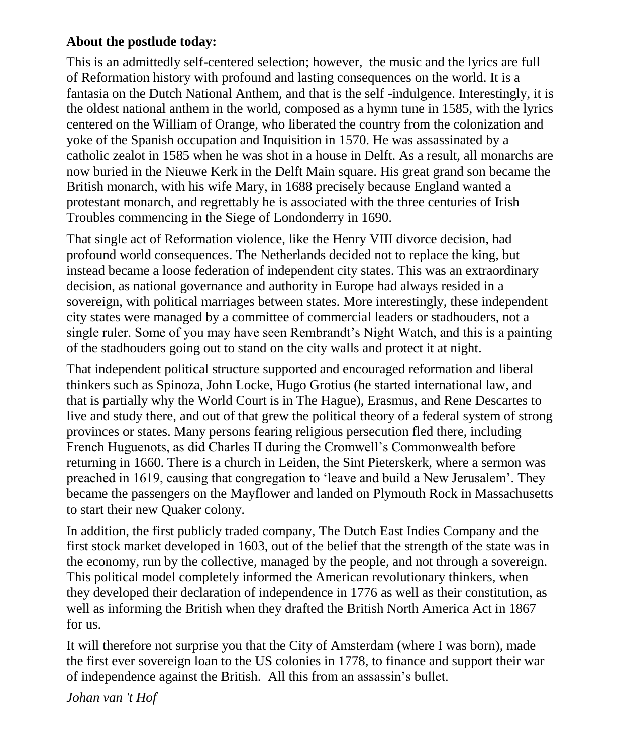**About the postlude today:**

This is an admittedly self-centered selection; however,  the music and the lyrics are full of Reformation history with profound and lasting consequences on the world. It is a fantasia on the Dutch National Anthem, and that is the self -indulgence. Interestingly, it is the oldest national anthem in the world, composed as a hymn tune in 1585, with the lyrics centered on the William of Orange, who liberated the country from the colonization and yoke of the Spanish occupation and Inquisition in 1570. He was assassinated by a catholic zealot in 1585 when he was shot in a house in Delft. As a result, all monarchs are now buried in the Nieuwe Kerk in the Delft Main square. His great grand son became the British monarch, with his wife Mary, in 1688 precisely because England wanted a protestant monarch, and regrettably he is associated with the three centuries of Irish Troubles commencing in the Siege of Londonderry in 1690.

That single act of Reformation violence, like the Henry VIII divorce decision, had profound world consequences. The Netherlands decided not to replace the king, but instead became a loose federation of independent city states. This was an extraordinary decision, as national governance and authority in Europe had always resided in a sovereign, with political marriages between states. More interestingly, these independent city states were managed by a committee of commercial leaders or stadhouders, not a single ruler. Some of you may have seen Rembrandt's Night Watch, and this is a painting of the stadhouders going out to stand on the city walls and protect it at night.

That independent political structure supported and encouraged reformation and liberal thinkers such as Spinoza, John Locke, Hugo Grotius (he started international law, and that is partially why the World Court is in The Hague), Erasmus, and Rene Descartes to live and study there, and out of that grew the political theory of a federal system of strong provinces or states. Many persons fearing religious persecution fled there, including French Huguenots, as did Charles II during the Cromwell's Commonwealth before returning in 1660. There is a church in Leiden, the Sint Pieterskerk, where a sermon was preached in 1619, causing that congregation to 'leave and build a New Jerusalem'. They became the passengers on the Mayflower and landed on Plymouth Rock in Massachusetts to start their new Quaker colony.

In addition, the first publicly traded company, The Dutch East Indies Company and the first stock market developed in 1603, out of the belief that the strength of the state was in the economy, run by the collective, managed by the people, and not through a sovereign. This political model completely informed the American revolutionary thinkers, when they developed their declaration of independence in 1776 as well as their constitution, as well as informing the British when they drafted the British North America Act in 1867 for us.

It will therefore not surprise you that the City of Amsterdam (where I was born), made the first ever sovereign loan to the US colonies in 1778, to finance and support their war of independence against the British.  All this from an assassin's bullet.

*Johan van 't Hof*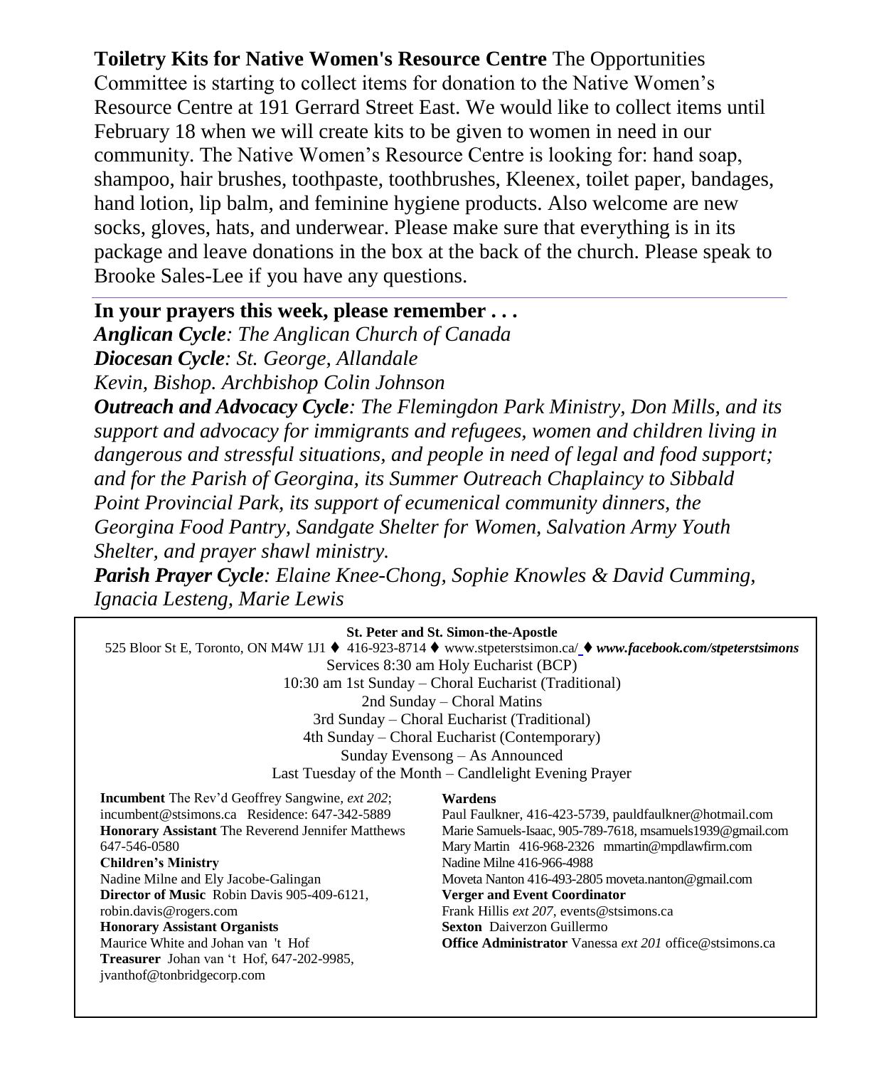**Toiletry Kits for Native Women's Resource Centre** The Opportunities Committee is starting to collect items for donation to the Native Women's Resource Centre at 191 Gerrard Street East. We would like to collect items until February 18 when we will create kits to be given to women in need in our community. The Native Women's Resource Centre is looking for: hand soap, shampoo, hair brushes, toothpaste, toothbrushes, Kleenex, toilet paper, bandages, hand lotion, lip balm, and feminine hygiene products. Also welcome are new socks, gloves, hats, and underwear. Please make sure that everything is in its package and leave donations in the box at the back of the church. Please speak to Brooke Sales-Lee if you have any questions.

---

**In your prayers this week, please remember . . .**

***Anglican Cycle****: The Anglican Church of Canada*

***Diocesan Cycle****: St. George, Allandale*

*Kevin, Bishop. Archbishop Colin Johnson*

***Outreach and Advocacy Cycle****: The Flemingdon Park Ministry, Don Mills, and its support and advocacy for immigrants and refugees, women and children living in dangerous and stressful situations, and people in need of legal and food support; and for the Parish of Georgina, its Summer Outreach Chaplaincy to Sibbald Point Provincial Park, its support of ecumenical community dinners, the Georgina Food Pantry, Sandgate Shelter for Women, Salvation Army Youth Shelter, and prayer shawl ministry.*

***Parish Prayer Cycle****: Elaine Knee-Chong, Sophie Knowles & David Cumming, Ignacia Lesteng, Marie Lewis*

---

**St. Peter and St. Simon-the-Apostle**

525 Bloor St E, Toronto, ON M4W 1J1 ♦ 416-923-8714 ♦ www.stpeterstsimon.ca/ ♦ ***www.facebook.com/stpeterstsimons***

Services 8:30 am Holy Eucharist (BCP)
10:30 am 1st Sunday – Choral Eucharist (Traditional)
2nd Sunday – Choral Matins
3rd Sunday – Choral Eucharist (Traditional)
4th Sunday – Choral Eucharist (Contemporary)
Sunday Evensong – As Announced
Last Tuesday of the Month – Candlelight Evening Prayer

**Incumbent** The Rev'd Geoffrey Sangwine, *ext 202*; incumbent@stsimons.ca Residence: 647-342-5889
**Honorary Assistant** The Reverend Jennifer Matthews 647-546-0580
**Children's Ministry**
Nadine Milne and Ely Jacobe-Galingan
**Director of Music** Robin Davis 905-409-6121, robin.davis@rogers.com
**Honorary Assistant Organists**
Maurice White and Johan van 't Hof
**Treasurer** Johan van 't Hof, 647-202-9985, jvanthof@tonbridgecorp.com

**Wardens**
Paul Faulkner, 416-423-5739, pauldfaulkner@hotmail.com
Marie Samuels-Isaac, 905-789-7618, msamuels1939@gmail.com
Mary Martin 416-968-2326 mmartin@mpdlawfirm.com
Nadine Milne 416-966-4988
Moveta Nanton 416-493-2805 moveta.nanton@gmail.com
**Verger and Event Coordinator**
Frank Hillis *ext 207*, events@stsimons.ca
**Sexton** Daiverzon Guillermo
**Office Administrator** Vanessa *ext 201* office@stsimons.ca